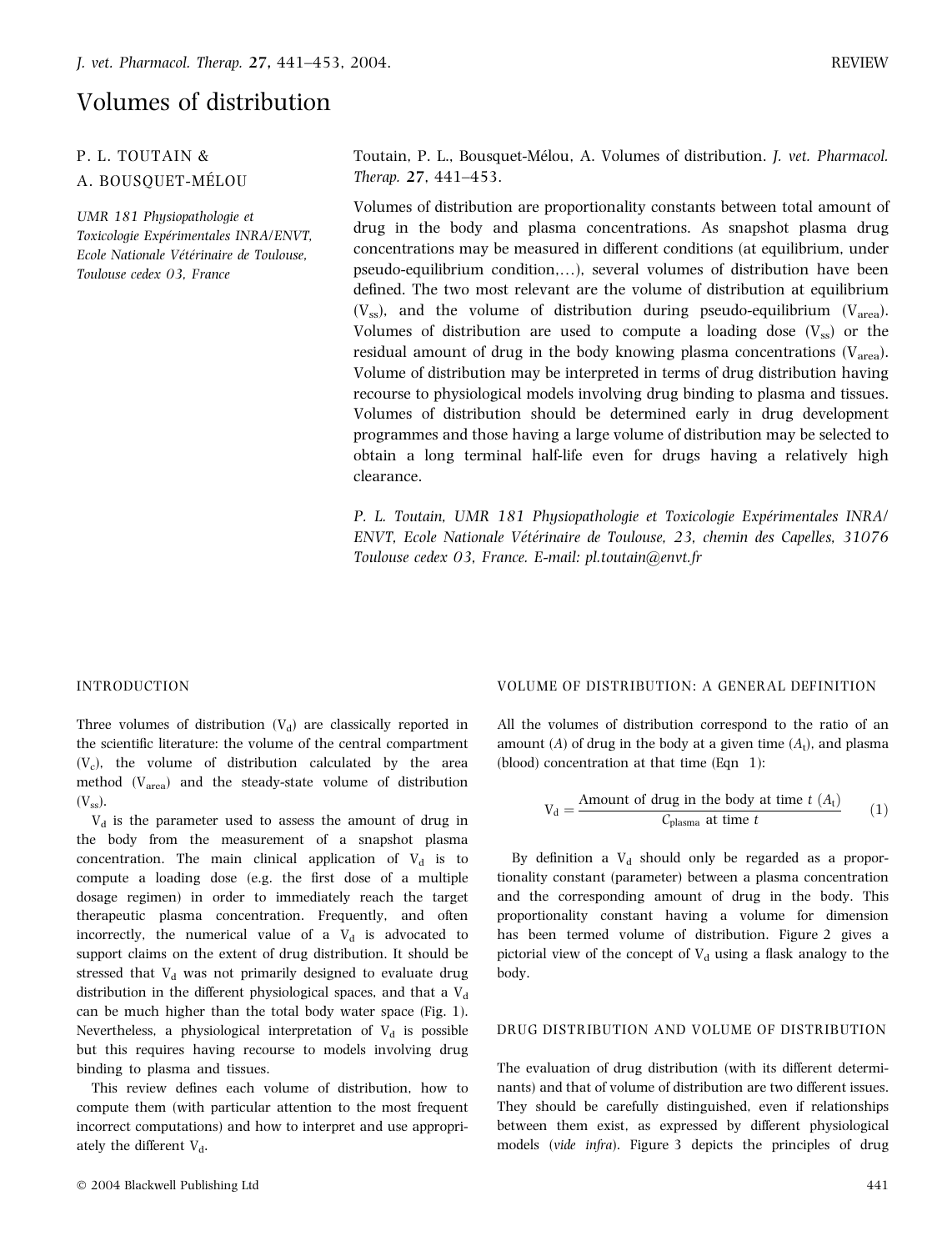REVIEW

# Volumes of distribution

P. L. TOUTAIN &
A. BOUSQUET-MÉLOU

*UMR 181 Physiopathologie et Toxicologie Expérimentales INRA/ENVT, Ecole Nationale Vétérinaire de Toulouse, Toulouse cedex 03, France*

Toutain, P. L., Bousquet-Mélou, A. Volumes of distribution. *J. vet. Pharmacol. Therap.* **27**, 441–453.

Volumes of distribution are proportionality constants between total amount of drug in the body and plasma concentrations. As snapshot plasma drug concentrations may be measured in different conditions (at equilibrium, under pseudo-equilibrium condition,…), several volumes of distribution have been defined. The two most relevant are the volume of distribution at equilibrium ($V_{ss}$), and the volume of distribution during pseudo-equilibrium ($V_{area}$). Volumes of distribution are used to compute a loading dose ($V_{ss}$) or the residual amount of drug in the body knowing plasma concentrations ($V_{area}$). Volume of distribution may be interpreted in terms of drug distribution having recourse to physiological models involving drug binding to plasma and tissues. Volumes of distribution should be determined early in drug development programmes and those having a large volume of distribution may be selected to obtain a long terminal half-life even for drugs having a relatively high clearance.

*P. L. Toutain, UMR 181 Physiopathologie et Toxicologie Expérimentales INRA/ENVT, Ecole Nationale Vétérinaire de Toulouse, 23, chemin des Capelles, 31076 Toulouse cedex 03, France. E-mail: pl.toutain@envt.fr*

## INTRODUCTION

Three volumes of distribution ($V_d$) are classically reported in the scientific literature: the volume of the central compartment ($V_c$), the volume of distribution calculated by the area method ($V_{area}$) and the steady-state volume of distribution ($V_{ss}$).

$V_d$ is the parameter used to assess the amount of drug in the body from the measurement of a snapshot plasma concentration. The main clinical application of $V_d$ is to compute a loading dose (e.g. the first dose of a multiple dosage regimen) in order to immediately reach the target therapeutic plasma concentration. Frequently, and often incorrectly, the numerical value of a $V_d$ is advocated to support claims on the extent of drug distribution. It should be stressed that $V_d$ was not primarily designed to evaluate drug distribution in the different physiological spaces, and that a $V_d$ can be much higher than the total body water space (Fig. 1). Nevertheless, a physiological interpretation of $V_d$ is possible but this requires having recourse to models involving drug binding to plasma and tissues.

This review defines each volume of distribution, how to compute them (with particular attention to the most frequent incorrect computations) and how to interpret and use appropriately the different $V_d$.

## VOLUME OF DISTRIBUTION: A GENERAL DEFINITION

All the volumes of distribution correspond to the ratio of an amount ($A$) of drug in the body at a given time ($A_t$), and plasma (blood) concentration at that time (Eqn 1):

$$V_d = \frac{\text{Amount of drug in the body at time } t\ (A_t)}{C_{plasma} \text{ at time } t} \qquad (1)$$

By definition a $V_d$ should only be regarded as a proportionality constant (parameter) between a plasma concentration and the corresponding amount of drug in the body. This proportionality constant having a volume for dimension has been termed volume of distribution. Figure 2 gives a pictorial view of the concept of $V_d$ using a flask analogy to the body.

## DRUG DISTRIBUTION AND VOLUME OF DISTRIBUTION

The evaluation of drug distribution (with its different determinants) and that of volume of distribution are two different issues. They should be carefully distinguished, even if relationships between them exist, as expressed by different physiological models (*vide infra*). Figure 3 depicts the principles of drug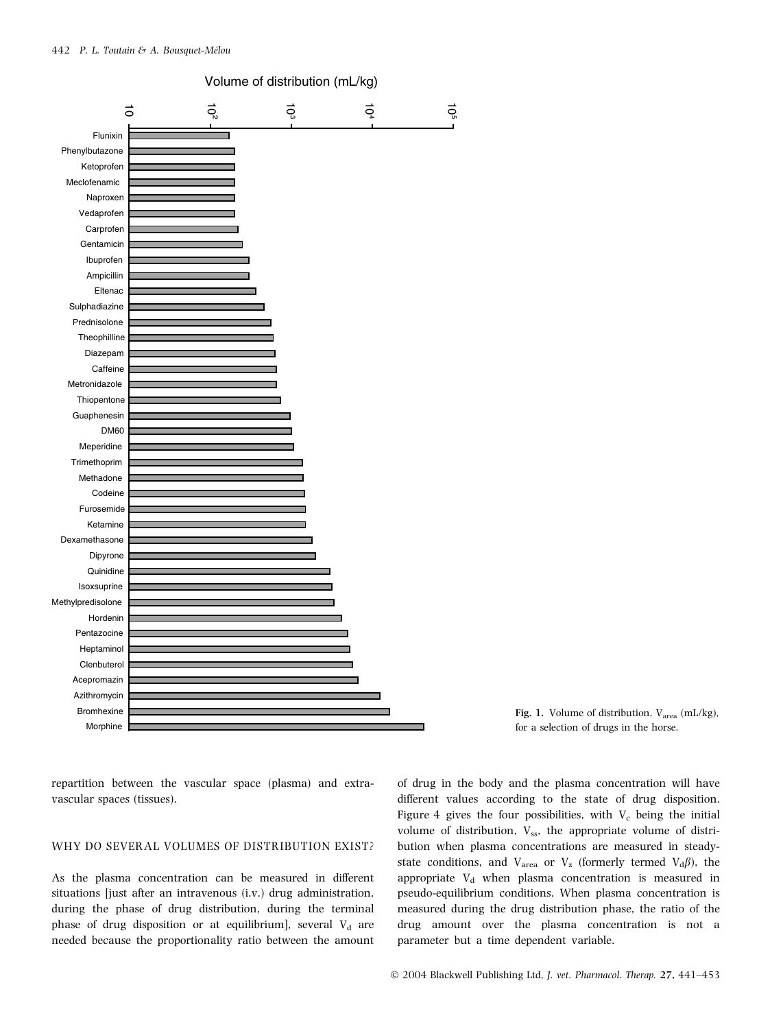Fig. 1. Volume of distribution, $V_{area}$ (mL/kg), for a selection of drugs in the horse.

repartition between the vascular space (plasma) and extravascular spaces (tissues).

## WHY DO SEVERAL VOLUMES OF DISTRIBUTION EXIST?

As the plasma concentration can be measured in different situations [just after an intravenous (i.v.) drug administration, during the phase of drug distribution, during the terminal phase of drug disposition or at equilibrium], several $V_d$ are needed because the proportionality ratio between the amount of drug in the body and the plasma concentration will have different values according to the state of drug disposition. Figure 4 gives the four possibilities, with $V_c$ being the initial volume of distribution, $V_{ss}$, the appropriate volume of distribution when plasma concentrations are measured in steady-state conditions, and $V_{area}$ or $V_z$ (formerly termed $V_d\beta$), the appropriate $V_d$ when plasma concentration is measured in pseudo-equilibrium conditions. When plasma concentration is measured during the drug distribution phase, the ratio of the drug amount over the plasma concentration is not a parameter but a time dependent variable.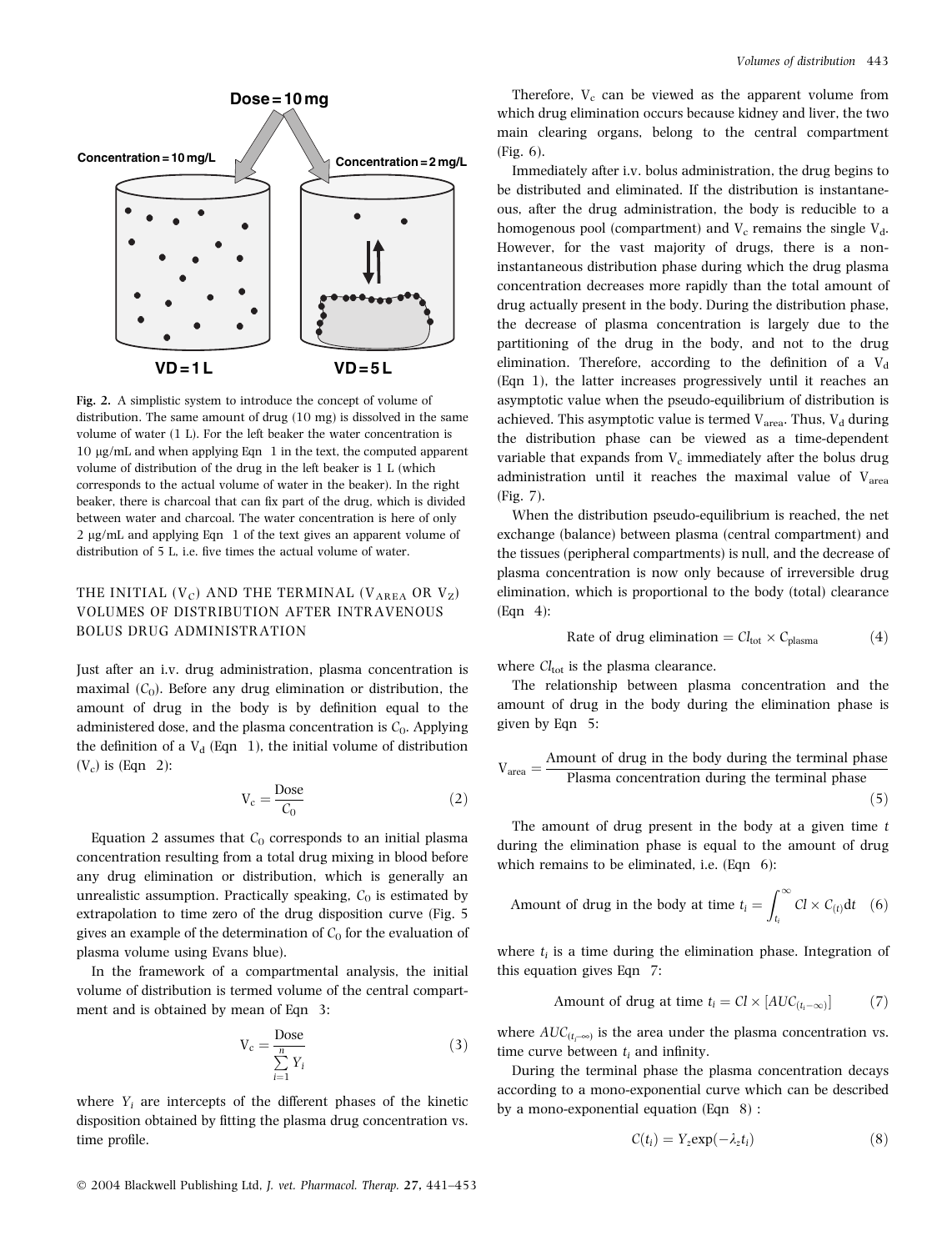Fig. 2. A simplistic system to introduce the concept of volume of distribution. The same amount of drug (10 mg) is dissolved in the same volume of water (1 L). For the left beaker the water concentration is 10 μg/mL and when applying Eqn 1 in the text, the computed apparent volume of distribution of the drug in the left beaker is 1 L (which corresponds to the actual volume of water in the beaker). In the right beaker, there is charcoal that can fix part of the drug, which is divided between water and charcoal. The water concentration is here of only 2 μg/mL and applying Eqn 1 of the text gives an apparent volume of distribution of 5 L, i.e. five times the actual volume of water.

## THE INITIAL ($V_C$) AND THE TERMINAL ($V_{AREA}$ OR $V_Z$) VOLUMES OF DISTRIBUTION AFTER INTRAVENOUS BOLUS DRUG ADMINISTRATION

Just after an i.v. drug administration, plasma concentration is maximal ($C_0$). Before any drug elimination or distribution, the amount of drug in the body is by definition equal to the administered dose, and the plasma concentration is $C_0$. Applying the definition of a $V_d$ (Eqn 1), the initial volume of distribution ($V_c$) is (Eqn 2):

$$V_c = \frac{\text{Dose}}{C_0} \tag{2}$$

Equation 2 assumes that $C_0$ corresponds to an initial plasma concentration resulting from a total drug mixing in blood before any drug elimination or distribution, which is generally an unrealistic assumption. Practically speaking, $C_0$ is estimated by extrapolation to time zero of the drug disposition curve (Fig. 5 gives an example of the determination of $C_0$ for the evaluation of plasma volume using Evans blue).

In the framework of a compartmental analysis, the initial volume of distribution is termed volume of the central compartment and is obtained by mean of Eqn 3:

$$V_c = \frac{\text{Dose}}{\sum_{i=1}^{n} Y_i} \tag{3}$$

where $Y_i$ are intercepts of the different phases of the kinetic disposition obtained by fitting the plasma drug concentration vs. time profile.

Therefore, $V_c$ can be viewed as the apparent volume from which drug elimination occurs because kidney and liver, the two main clearing organs, belong to the central compartment (Fig. 6).

Immediately after i.v. bolus administration, the drug begins to be distributed and eliminated. If the distribution is instantaneous, after the drug administration, the body is reducible to a homogenous pool (compartment) and $V_c$ remains the single $V_d$. However, for the vast majority of drugs, there is a non-instantaneous distribution phase during which the drug plasma concentration decreases more rapidly than the total amount of drug actually present in the body. During the distribution phase, the decrease of plasma concentration is largely due to the partitioning of the drug in the body, and not to the drug elimination. Therefore, according to the definition of a $V_d$ (Eqn 1), the latter increases progressively until it reaches an asymptotic value when the pseudo-equilibrium of distribution is achieved. This asymptotic value is termed $V_{area}$. Thus, $V_d$ during the distribution phase can be viewed as a time-dependent variable that expands from $V_c$ immediately after the bolus drug administration until it reaches the maximal value of $V_{area}$ (Fig. 7).

When the distribution pseudo-equilibrium is reached, the net exchange (balance) between plasma (central compartment) and the tissues (peripheral compartments) is null, and the decrease of plasma concentration is now only because of irreversible drug elimination, which is proportional to the body (total) clearance (Eqn 4):

$$\text{Rate of drug elimination} = Cl_{tot} \times C_{plasma} \tag{4}$$

where $Cl_{tot}$ is the plasma clearance.

The relationship between plasma concentration and the amount of drug in the body during the elimination phase is given by Eqn 5:

$$V_{area} = \frac{\text{Amount of drug in the body during the terminal phase}}{\text{Plasma concentration during the terminal phase}} \tag{5}$$

The amount of drug present in the body at a given time $t$ during the elimination phase is equal to the amount of drug which remains to be eliminated, i.e. (Eqn 6):

$$\text{Amount of drug in the body at time } t_i = \int_{t_i}^{\infty} Cl \times C_{(t)} \, dt \tag{6}$$

where $t_i$ is a time during the elimination phase. Integration of this equation gives Eqn 7:

$$\text{Amount of drug at time } t_i = Cl \times [AUC_{(t_i - \infty)}] \tag{7}$$

where $AUC_{(t_i-\infty)}$ is the area under the plasma concentration vs. time curve between $t_i$ and infinity.

During the terminal phase the plasma concentration decays according to a mono-exponential curve which can be described by a mono-exponential equation (Eqn 8) :

$$C(t_i) = Y_z \exp(-\lambda_z t_i) \tag{8}$$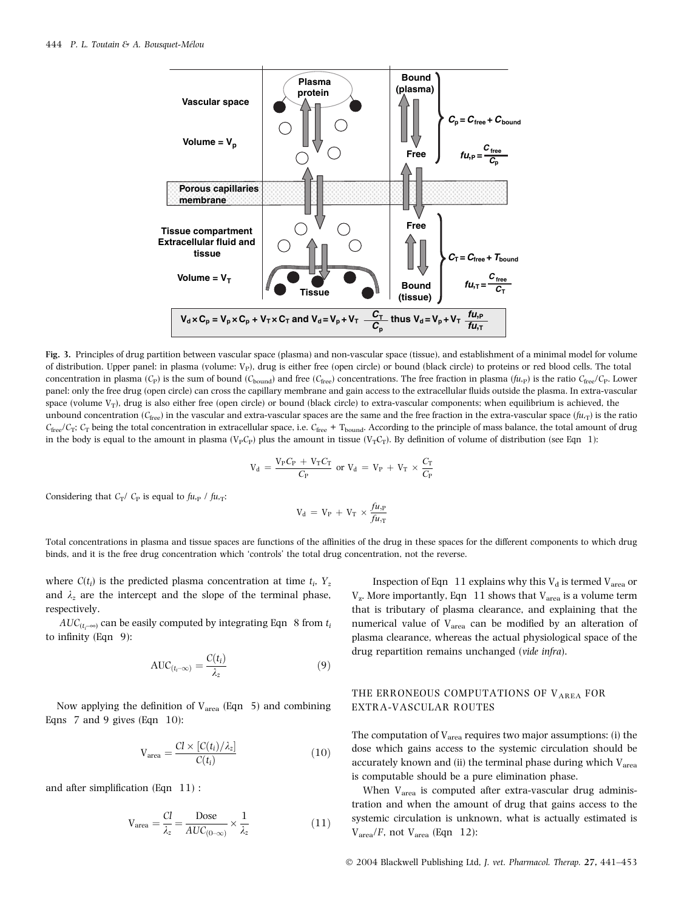Fig. 3. Principles of drug partition between vascular space (plasma) and non-vascular space (tissue), and establishment of a minimal model for volume of distribution. Upper panel: in plasma (volume: $V_P$), drug is either free (open circle) or bound (black circle) to proteins or red blood cells. The total concentration in plasma ($C_P$) is the sum of bound ($C_{bound}$) and free ($C_{free}$) concentrations. The free fraction in plasma ($fu_{,P}$) is the ratio $C_{free}/C_P$. Lower panel: only the free drug (open circle) can cross the capillary membrane and gain access to the extracellular fluids outside the plasma. In extra-vascular space (volume $V_T$), drug is also either free (open circle) or bound (black circle) to extra-vascular components; when equilibrium is achieved, the unbound concentration ($C_{free}$) in the vascular and extra-vascular spaces are the same and the free fraction in the extra-vascular space ($fu_{,T}$) is the ratio $C_{free}/C_T$; $C_T$ being the total concentration in extracellular space, i.e. $C_{free}$ + $T_{bound}$. According to the principle of mass balance, the total amount of drug in the body is equal to the amount in plasma ($V_PC_P$) plus the amount in tissue ($V_TC_T$). By definition of volume of distribution (see Eqn 1):

$$V_d = \frac{V_P C_P + V_T C_T}{C_P} \text{ or } V_d = V_P + V_T \times \frac{C_T}{C_P}$$

Considering that $C_T/C_P$ is equal to $fu_{,P}$ / $fu_{,T}$:

$$V_d = V_P + V_T \times \frac{fu_{,P}}{fu_{,T}}$$

Total concentrations in plasma and tissue spaces are functions of the affinities of the drug in these spaces for the different components to which drug binds, and it is the free drug concentration which 'controls' the total drug concentration, not the reverse.

where $C(t_i)$ is the predicted plasma concentration at time $t_i$, $Y_z$ and $\lambda_z$ are the intercept and the slope of the terminal phase, respectively.

$AUC_{(t_i - \infty)}$ can be easily computed by integrating Eqn 8 from $t_i$ to infinity (Eqn 9):

$$\text{AUC}_{(t_i - \infty)} = \frac{C(t_i)}{\lambda_z} \tag{9}$$

Now applying the definition of $V_{area}$ (Eqn 5) and combining Eqns 7 and 9 gives (Eqn 10):

$$V_{area} = \frac{Cl \times [C(t_i)/\lambda_z]}{C(t_i)} \tag{10}$$

and after simplification (Eqn 11) :

$$V_{area} = \frac{Cl}{\lambda_z} = \frac{\text{Dose}}{AUC_{(0-\infty)}} \times \frac{1}{\lambda_z} \tag{11}$$

Inspection of Eqn 11 explains why this $V_d$ is termed $V_{area}$ or $V_z$. More importantly, Eqn 11 shows that $V_{area}$ is a volume term that is tributary of plasma clearance, and explaining that the numerical value of $V_{area}$ can be modified by an alteration of plasma clearance, whereas the actual physiological space of the drug repartition remains unchanged (*vide infra*).

## THE ERRONEOUS COMPUTATIONS OF $V_{AREA}$ FOR EXTRA-VASCULAR ROUTES

The computation of $V_{area}$ requires two major assumptions: (i) the dose which gains access to the systemic circulation should be accurately known and (ii) the terminal phase during which $V_{area}$ is computable should be a pure elimination phase.

When $V_{area}$ is computed after extra-vascular drug administration and when the amount of drug that gains access to the systemic circulation is unknown, what is actually estimated is $V_{area}/F$, not $V_{area}$ (Eqn 12):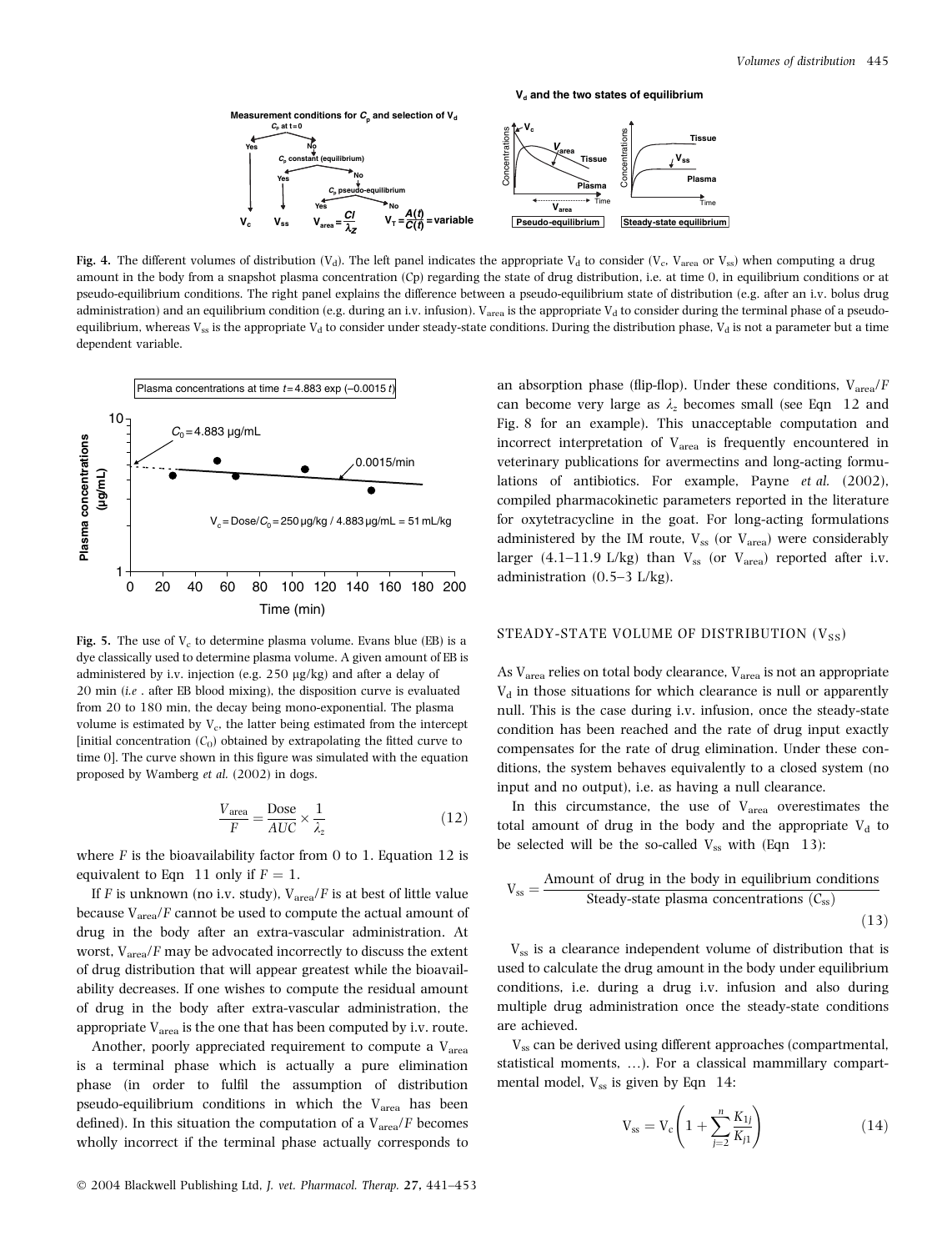Fig. 4. The different volumes of distribution ($V_d$). The left panel indicates the appropriate $V_d$ to consider ($V_c$, $V_{area}$ or $V_{ss}$) when computing a drug amount in the body from a snapshot plasma concentration (Cp) regarding the state of drug distribution, i.e. at time 0, in equilibrium conditions or at pseudo-equilibrium conditions. The right panel explains the difference between a pseudo-equilibrium state of distribution (e.g. after an i.v. bolus drug administration) and an equilibrium condition (e.g. during an i.v. infusion). $V_{area}$ is the appropriate $V_d$ to consider during the terminal phase of a pseudo-equilibrium, whereas $V_{ss}$ is the appropriate $V_d$ to consider under steady-state conditions. During the distribution phase, $V_d$ is not a parameter but a time dependent variable.

Fig. 5. The use of $V_c$ to determine plasma volume. Evans blue (EB) is a dye classically used to determine plasma volume. A given amount of EB is administered by i.v. injection (e.g. 250 µg/kg) and after a delay of 20 min (*i.e* . after EB blood mixing), the disposition curve is evaluated from 20 to 180 min, the decay being mono-exponential. The plasma volume is estimated by $V_c$, the latter being estimated from the intercept [initial concentration ($C_0$) obtained by extrapolating the fitted curve to time 0]. The curve shown in this figure was simulated with the equation proposed by Wamberg *et al.* (2002) in dogs.

$$\frac{V_{area}}{F} = \frac{\text{Dose}}{AUC} \times \frac{1}{\lambda_z} \tag{12}$$

where $F$ is the bioavailability factor from 0 to 1. Equation 12 is equivalent to Eqn 11 only if $F = 1$.

If $F$ is unknown (no i.v. study), $V_{area}/F$ is at best of little value because $V_{area}/F$ cannot be used to compute the actual amount of drug in the body after an extra-vascular administration. At worst, $V_{area}/F$ may be advocated incorrectly to discuss the extent of drug distribution that will appear greatest while the bioavailability decreases. If one wishes to compute the residual amount of drug in the body after extra-vascular administration, the appropriate $V_{area}$ is the one that has been computed by i.v. route.

Another, poorly appreciated requirement to compute a $V_{area}$ is a terminal phase which is actually a pure elimination phase (in order to fulfil the assumption of distribution pseudo-equilibrium conditions in which the $V_{area}$ has been defined). In this situation the computation of a $V_{area}/F$ becomes wholly incorrect if the terminal phase actually corresponds to an absorption phase (flip-flop). Under these conditions, $V_{area}/F$ can become very large as $\lambda_z$ becomes small (see Eqn 12 and Fig. 8 for an example). This unacceptable computation and incorrect interpretation of $V_{area}$ is frequently encountered in veterinary publications for avermectins and long-acting formulations of antibiotics. For example, Payne *et al.* (2002), compiled pharmacokinetic parameters reported in the literature for oxytetracycline in the goat. For long-acting formulations administered by the IM route, $V_{ss}$ (or $V_{area}$) were considerably larger (4.1–11.9 L/kg) than $V_{ss}$ (or $V_{area}$) reported after i.v. administration (0.5–3 L/kg).

## STEADY-STATE VOLUME OF DISTRIBUTION ($V_{SS}$)

As $V_{area}$ relies on total body clearance, $V_{area}$ is not an appropriate $V_d$ in those situations for which clearance is null or apparently null. This is the case during i.v. infusion, once the steady-state condition has been reached and the rate of drug input exactly compensates for the rate of drug elimination. Under these conditions, the system behaves equivalently to a closed system (no input and no output), i.e. as having a null clearance.

In this circumstance, the use of $V_{area}$ overestimates the total amount of drug in the body and the appropriate $V_d$ to be selected will be the so-called $V_{ss}$ with (Eqn 13):

$$V_{ss} = \frac{\text{Amount of drug in the body in equilibrium conditions}}{\text{Steady-state plasma concentrations } (C_{ss})} \tag{13}$$

$V_{ss}$ is a clearance independent volume of distribution that is used to calculate the drug amount in the body under equilibrium conditions, i.e. during a drug i.v. infusion and also during multiple drug administration once the steady-state conditions are achieved.

$V_{ss}$ can be derived using different approaches (compartmental, statistical moments, …). For a classical mammillary compartmental model, $V_{ss}$ is given by Eqn 14:

$$V_{ss} = V_c \left(1 + \sum_{j=2}^{n} \frac{K_{1j}}{K_{j1}}\right) \tag{14}$$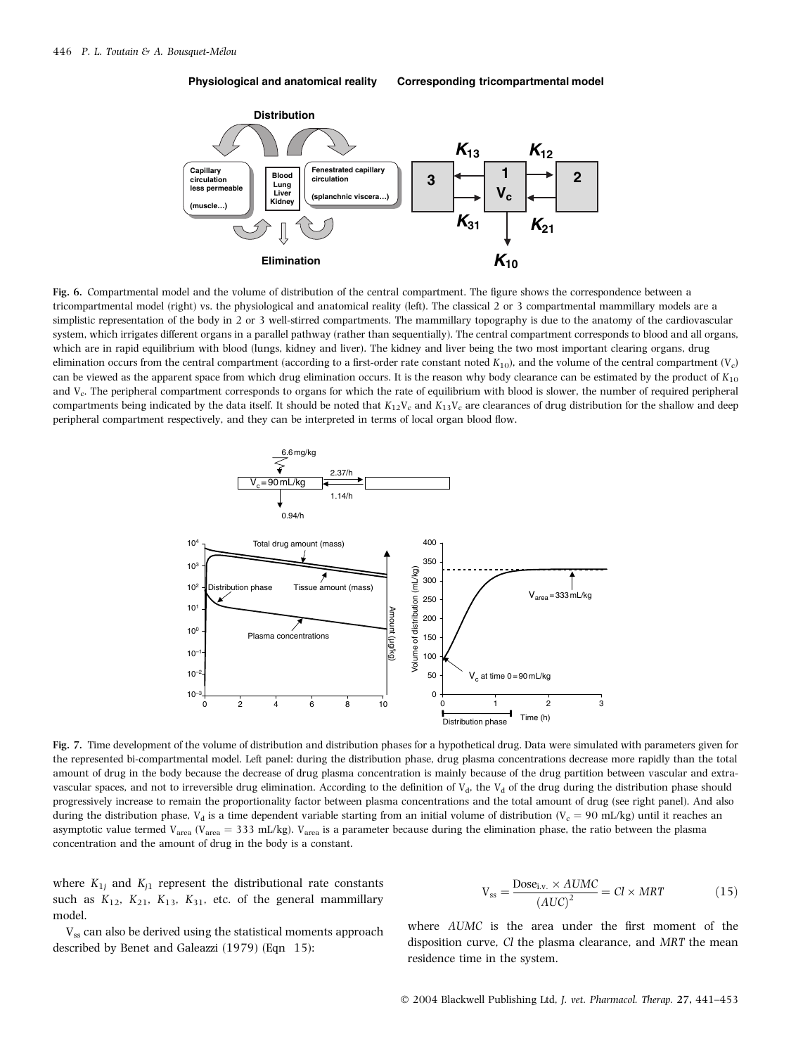**Physiological and anatomical reality** **Corresponding tricompartmental model**

Fig. 6. Compartmental model and the volume of distribution of the central compartment. The figure shows the correspondence between a tricompartmental model (right) vs. the physiological and anatomical reality (left). The classical 2 or 3 compartmental mammillary models are a simplistic representation of the body in 2 or 3 well-stirred compartments. The mammillary topography is due to the anatomy of the cardiovascular system, which irrigates different organs in a parallel pathway (rather than sequentially). The central compartment corresponds to blood and all organs, which are in rapid equilibrium with blood (lungs, kidney and liver). The kidney and liver being the two most important clearing organs, drug elimination occurs from the central compartment (according to a first-order rate constant noted $K_{10}$), and the volume of the central compartment ($V_c$) can be viewed as the apparent space from which drug elimination occurs. It is the reason why body clearance can be estimated by the product of $K_{10}$ and $V_c$. The peripheral compartment corresponds to organs for which the rate of equilibrium with blood is slower, the number of required peripheral compartments being indicated by the data itself. It should be noted that $K_{12}V_c$ and $K_{13}V_c$ are clearances of drug distribution for the shallow and deep peripheral compartment respectively, and they can be interpreted in terms of local organ blood flow.

Fig. 7. Time development of the volume of distribution and distribution phases for a hypothetical drug. Data were simulated with parameters given for the represented bi-compartmental model. Left panel: during the distribution phase, drug plasma concentrations decrease more rapidly than the total amount of drug in the body because the decrease of drug plasma concentration is mainly because of the drug partition between vascular and extravascular spaces, and not to irreversible drug elimination. According to the definition of $V_d$, the $V_d$ of the drug during the distribution phase should progressively increase to remain the proportionality factor between plasma concentrations and the total amount of drug (see right panel). And also during the distribution phase, $V_d$ is a time dependent variable starting from an initial volume of distribution ($V_c$ = 90 mL/kg) until it reaches an asymptotic value termed $V_{area}$ ($V_{area}$ = 333 mL/kg). $V_{area}$ is a parameter because during the elimination phase, the ratio between the plasma concentration and the amount of drug in the body is a constant.

where $K_{1j}$ and $K_{j1}$ represent the distributional rate constants such as $K_{12}$, $K_{21}$, $K_{13}$, $K_{31}$, etc. of the general mammillary model.

$V_{ss}$ can also be derived using the statistical moments approach described by Benet and Galeazzi (1979) (Eqn 15):

$$V_{ss} = \frac{\text{Dose}_{\text{i.v.}} \times AUMC}{(AUC)^2} = Cl \times MRT \tag{15}$$

where *AUMC* is the area under the first moment of the disposition curve, *Cl* the plasma clearance, and *MRT* the mean residence time in the system.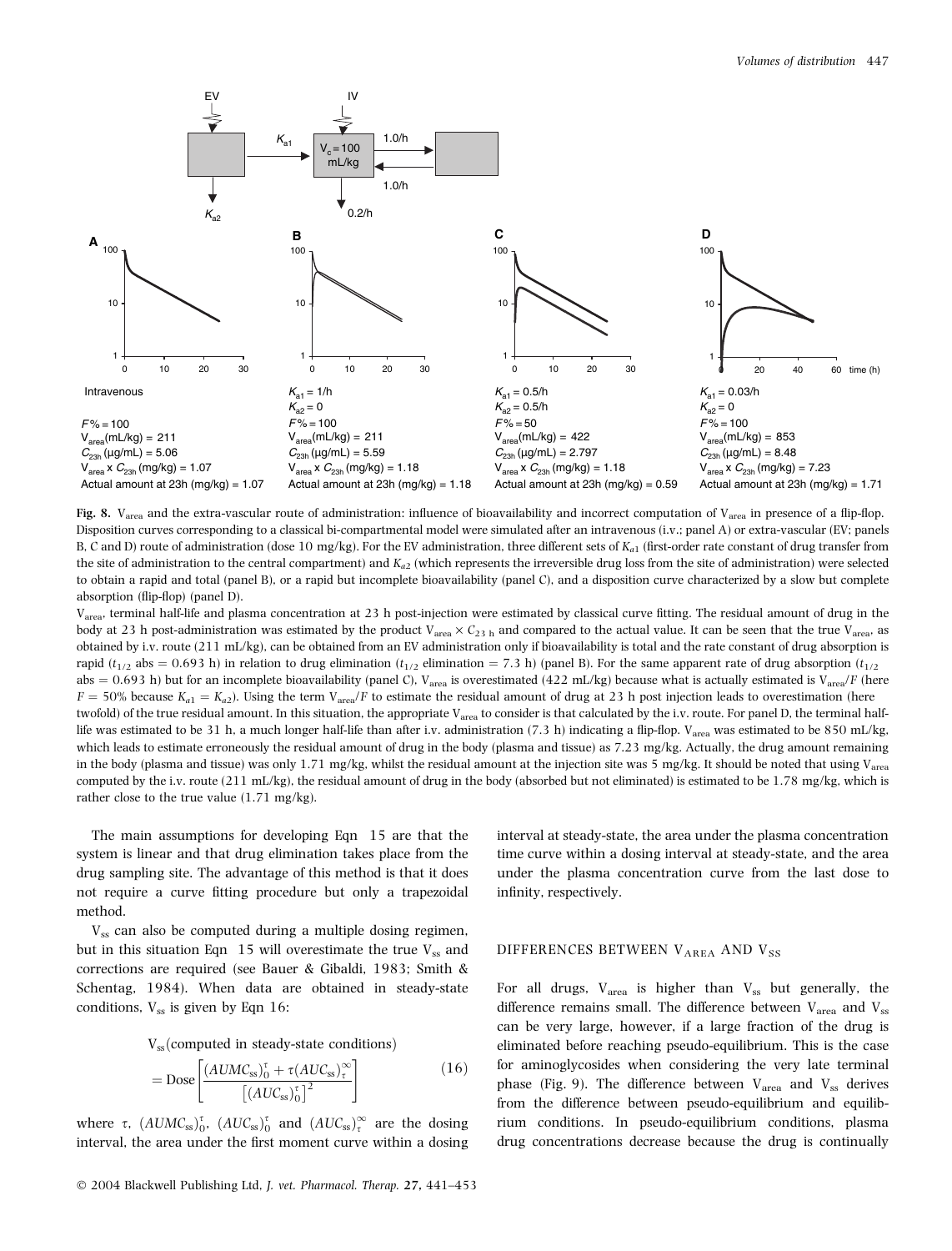| | Intravenous | B | C | D |
|---|---|---|---|---|
| | | $K_{a1}$ = 1/h | $K_{a1}$ = 0.5/h | $K_{a1}$ = 0.03/h |
| | | $K_{a2}$ = 0 | $K_{a2}$ = 0.5/h | $K_{a2}$ = 0 |
| $F$% | 100 | 100 | 50 | 100 |
| $V_{area}$(mL/kg) | 211 | 211 | 422 | 853 |
| $C_{23h}$ (µg/mL) | 5.06 | 5.59 | 2.797 | 8.48 |
| $V_{area}$ x $C_{23h}$ (mg/kg) | 1.07 | 1.18 | 1.18 | 7.23 |
| Actual amount at 23h (mg/kg) | 1.07 | 1.18 | 0.59 | 1.71 |

**Fig. 8.** $V_{area}$ and the extra-vascular route of administration: influence of bioavailability and incorrect computation of $V_{area}$ in presence of a flip-flop. Disposition curves corresponding to a classical bi-compartmental model were simulated after an intravenous (i.v.; panel A) or extra-vascular (EV; panels B, C and D) route of administration (dose 10 mg/kg). For the EV administration, three different sets of $K_{a1}$ (first-order rate constant of drug transfer from the site of administration to the central compartment) and $K_{a2}$ (which represents the irreversible drug loss from the site of administration) were selected to obtain a rapid and total (panel B), or a rapid but incomplete bioavailability (panel C), and a disposition curve characterized by a slow but complete absorption (flip-flop) (panel D).

$V_{area}$, terminal half-life and plasma concentration at 23 h post-injection were estimated by classical curve fitting. The residual amount of drug in the body at 23 h post-administration was estimated by the product $V_{area} \times C_{23\ h}$ and compared to the actual value. It can be seen that the true $V_{area}$, as obtained by i.v. route (211 mL/kg), can be obtained from an EV administration only if bioavailability is total and the rate constant of drug absorption is rapid ($t_{1/2}$ abs = 0.693 h) in relation to drug elimination ($t_{1/2}$ elimination = 7.3 h) (panel B). For the same apparent rate of drug absorption ($t_{1/2}$ abs = 0.693 h) but for an incomplete bioavailability (panel C), $V_{area}$ is overestimated (422 mL/kg) because what is actually estimated is $V_{area}/F$ (here $F = 50\%$ because $K_{a1} = K_{a2}$). Using the term $V_{area}/F$ to estimate the residual amount of drug at 23 h post injection leads to overestimation (here twofold) of the true residual amount. In this situation, the appropriate $V_{area}$ to consider is that calculated by the i.v. route. For panel D, the terminal half-life was estimated to be 31 h, a much longer half-life than after i.v. administration (7.3 h) indicating a flip-flop. $V_{area}$ was estimated to be 850 mL/kg, which leads to estimate erroneously the residual amount of drug in the body (plasma and tissue) as 7.23 mg/kg. Actually, the drug amount remaining in the body (plasma and tissue) was only 1.71 mg/kg, whilst the residual amount at the injection site was 5 mg/kg. It should be noted that using $V_{area}$ computed by the i.v. route (211 mL/kg), the residual amount of drug in the body (absorbed but not eliminated) is estimated to be 1.78 mg/kg, which is rather close to the true value (1.71 mg/kg).

The main assumptions for developing Eqn 15 are that the system is linear and that drug elimination takes place from the drug sampling site. The advantage of this method is that it does not require a curve fitting procedure but only a trapezoidal method.

$V_{ss}$ can also be computed during a multiple dosing regimen, but in this situation Eqn 15 will overestimate the true $V_{ss}$ and corrections are required (see Bauer & Gibaldi, 1983; Smith & Schentag, 1984). When data are obtained in steady-state conditions, $V_{ss}$ is given by Eqn 16:

$$V_{ss}(\text{computed in steady-state conditions}) = \text{Dose}\left[\frac{(AUMC_{ss})_0^\tau + \tau(AUC_{ss})_\tau^\infty}{\left[(AUC_{ss})_0^\tau\right]^2}\right] \tag{16}$$

where $\tau$, $(AUMC_{ss})_0^\tau$, $(AUC_{ss})_0^\tau$ and $(AUC_{ss})_\tau^\infty$ are the dosing interval, the area under the first moment curve within a dosing interval at steady-state, the area under the plasma concentration time curve within a dosing interval at steady-state, and the area under the plasma concentration curve from the last dose to infinity, respectively.

## DIFFERENCES BETWEEN $V_{AREA}$ AND $V_{SS}$

For all drugs, $V_{area}$ is higher than $V_{ss}$ but generally, the difference remains small. The difference between $V_{area}$ and $V_{ss}$ can be very large, however, if a large fraction of the drug is eliminated before reaching pseudo-equilibrium. This is the case for aminoglycosides when considering the very late terminal phase (Fig. 9). The difference between $V_{area}$ and $V_{ss}$ derives from the difference between pseudo-equilibrium and equilibrium conditions. In pseudo-equilibrium conditions, plasma drug concentrations decrease because the drug is continually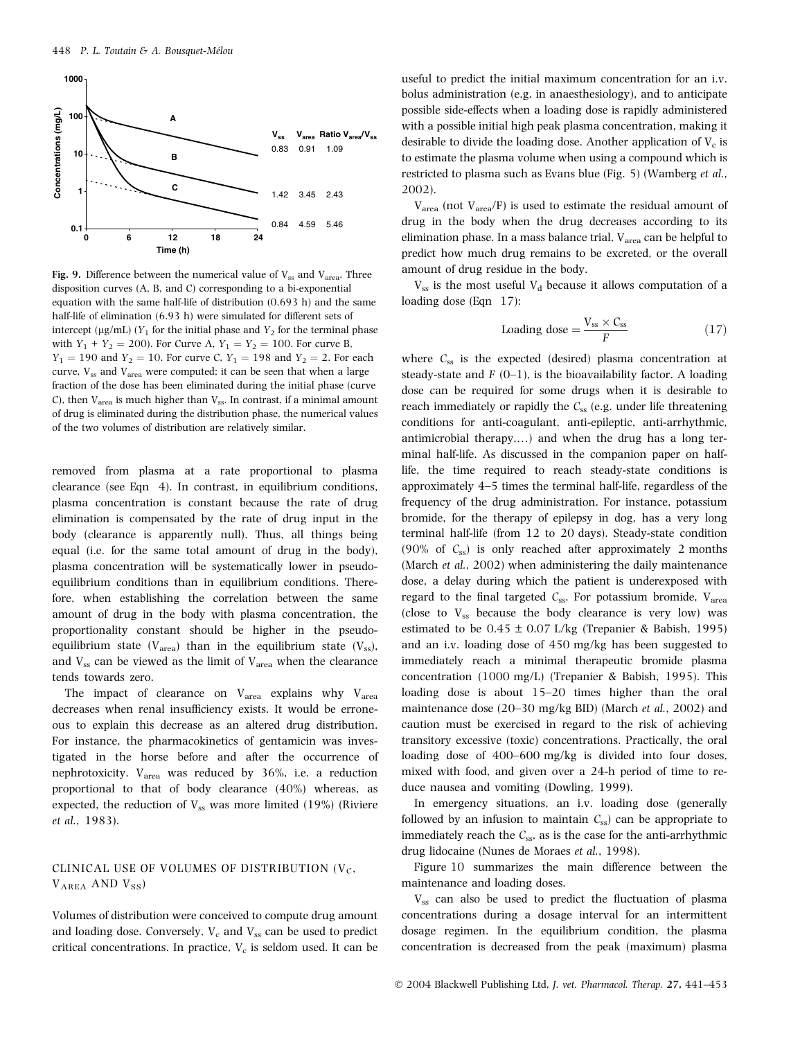**Fig. 9.** Difference between the numerical value of $V_{ss}$ and $V_{area}$. Three disposition curves (A, B, and C) corresponding to a bi-exponential equation with the same half-life of distribution (0.693 h) and the same half-life of elimination (6.93 h) were simulated for different sets of intercept (μg/mL) ($Y_1$ for the initial phase and $Y_2$ for the terminal phase with $Y_1 + Y_2 = 200$). For Curve A, $Y_1 = Y_2 = 100$. For curve B, $Y_1 = 190$ and $Y_2 = 10$. For curve C, $Y_1 = 198$ and $Y_2 = 2$. For each curve, $V_{ss}$ and $V_{area}$ were computed; it can be seen that when a large fraction of the dose has been eliminated during the initial phase (curve C), then $V_{area}$ is much higher than $V_{ss}$. In contrast, if a minimal amount of drug is eliminated during the distribution phase, the numerical values of the two volumes of distribution are relatively similar.

| Curve | $V_{ss}$ | $V_{area}$ | Ratio $V_{area}/V_{ss}$ |
|---|---|---|---|
| A | 0.83 | 0.91 | 1.09 |
| B | 1.42 | 3.45 | 2.43 |
| C | 0.84 | 4.59 | 5.46 |

removed from plasma at a rate proportional to plasma clearance (see Eqn 4). In contrast, in equilibrium conditions, plasma concentration is constant because the rate of drug elimination is compensated by the rate of drug input in the body (clearance is apparently null). Thus, all things being equal (i.e. for the same total amount of drug in the body), plasma concentration will be systematically lower in pseudo-equilibrium conditions than in equilibrium conditions. Therefore, when establishing the correlation between the same amount of drug in the body with plasma concentration, the proportionality constant should be higher in the pseudo-equilibrium state ($V_{area}$) than in the equilibrium state ($V_{ss}$), and $V_{ss}$ can be viewed as the limit of $V_{area}$ when the clearance tends towards zero.

The impact of clearance on $V_{area}$ explains why $V_{area}$ decreases when renal insufficiency exists. It would be erroneous to explain this decrease as an altered drug distribution. For instance, the pharmacokinetics of gentamicin was investigated in the horse before and after the occurrence of nephrotoxicity. $V_{area}$ was reduced by 36%, i.e. a reduction proportional to that of body clearance (40%) whereas, as expected, the reduction of $V_{ss}$ was more limited (19%) (Riviere *et al.*, 1983).

## CLINICAL USE OF VOLUMES OF DISTRIBUTION ($V_C$, $V_{AREA}$ AND $V_{SS}$)

Volumes of distribution were conceived to compute drug amount and loading dose. Conversely, $V_c$ and $V_{ss}$ can be used to predict critical concentrations. In practice, $V_c$ is seldom used. It can be useful to predict the initial maximum concentration for an i.v. bolus administration (e.g. in anaesthesiology), and to anticipate possible side-effects when a loading dose is rapidly administered with a possible initial high peak plasma concentration, making it desirable to divide the loading dose. Another application of $V_c$ is to estimate the plasma volume when using a compound which is restricted to plasma such as Evans blue (Fig. 5) (Wamberg *et al.*, 2002).

$V_{area}$ (not $V_{area}/F$) is used to estimate the residual amount of drug in the body when the drug decreases according to its elimination phase. In a mass balance trial, $V_{area}$ can be helpful to predict how much drug remains to be excreted, or the overall amount of drug residue in the body.

$V_{ss}$ is the most useful $V_d$ because it allows computation of a loading dose (Eqn 17):

$$\text{Loading dose} = \frac{V_{ss} \times C_{ss}}{F} \tag{17}$$

where $C_{ss}$ is the expected (desired) plasma concentration at steady-state and $F$ (0–1), is the bioavailability factor. A loading dose can be required for some drugs when it is desirable to reach immediately or rapidly the $C_{ss}$ (e.g. under life threatening conditions for anti-coagulant, anti-epileptic, anti-arrhythmic, antimicrobial therapy,...) and when the drug has a long terminal half-life. As discussed in the companion paper on half-life, the time required to reach steady-state conditions is approximately 4–5 times the terminal half-life, regardless of the frequency of the drug administration. For instance, potassium bromide, for the therapy of epilepsy in dog, has a very long terminal half-life (from 12 to 20 days). Steady-state condition (90% of $C_{ss}$) is only reached after approximately 2 months (March *et al.*, 2002) when administering the daily maintenance dose, a delay during which the patient is underexposed with regard to the final targeted $C_{ss}$. For potassium bromide, $V_{area}$ (close to $V_{ss}$ because the body clearance is very low) was estimated to be 0.45 ± 0.07 L/kg (Trepanier & Babish, 1995) and an i.v. loading dose of 450 mg/kg has been suggested to immediately reach a minimal therapeutic bromide plasma concentration (1000 mg/L) (Trepanier & Babish, 1995). This loading dose is about 15–20 times higher than the oral maintenance dose (20–30 mg/kg BID) (March *et al.*, 2002) and caution must be exercised in regard to the risk of achieving transitory excessive (toxic) concentrations. Practically, the oral loading dose of 400–600 mg/kg is divided into four doses, mixed with food, and given over a 24-h period of time to reduce nausea and vomiting (Dowling, 1999).

In emergency situations, an i.v. loading dose (generally followed by an infusion to maintain $C_{ss}$) can be appropriate to immediately reach the $C_{ss}$, as is the case for the anti-arrhythmic drug lidocaine (Nunes de Moraes *et al.*, 1998).

Figure 10 summarizes the main difference between the maintenance and loading doses.

$V_{ss}$ can also be used to predict the fluctuation of plasma concentrations during a dosage interval for an intermittent dosage regimen. In the equilibrium condition, the plasma concentration is decreased from the peak (maximum) plasma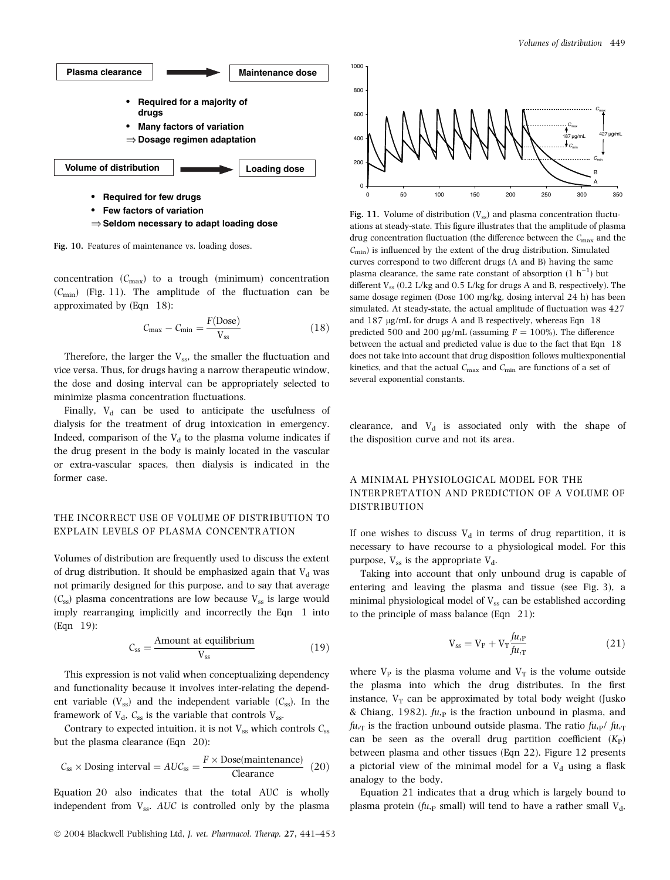**Plasma clearance** → **Maintenance dose**

- **Required for a majority of drugs**
- **Many factors of variation**

⇒ **Dosage regimen adaptation**

**Volume of distribution** → **Loading dose**

- **Required for few drugs**
- **Few factors of variation**

⇒ **Seldom necessary to adapt loading dose**

**Fig. 10.** Features of maintenance vs. loading doses.

concentration ($C_{max}$) to a trough (minimum) concentration ($C_{min}$) (Fig. 11). The amplitude of the fluctuation can be approximated by (Eqn 18):

$$C_{max} - C_{min} = \frac{F(\text{Dose})}{V_{ss}} \tag{18}$$

Therefore, the larger the $V_{ss}$, the smaller the fluctuation and vice versa. Thus, for drugs having a narrow therapeutic window, the dose and dosing interval can be appropriately selected to minimize plasma concentration fluctuations.

Finally, $V_d$ can be used to anticipate the usefulness of dialysis for the treatment of drug intoxication in emergency. Indeed, comparison of the $V_d$ to the plasma volume indicates if the drug present in the body is mainly located in the vascular or extra-vascular spaces, then dialysis is indicated in the former case.

## THE INCORRECT USE OF VOLUME OF DISTRIBUTION TO EXPLAIN LEVELS OF PLASMA CONCENTRATION

Volumes of distribution are frequently used to discuss the extent of drug distribution. It should be emphasized again that $V_d$ was not primarily designed for this purpose, and to say that average ($C_{ss}$) plasma concentrations are low because $V_{ss}$ is large would imply rearranging implicitly and incorrectly the Eqn 1 into (Eqn 19):

$$C_{ss} = \frac{\text{Amount at equilibrium}}{V_{ss}} \tag{19}$$

This expression is not valid when conceptualizing dependency and functionality because it involves inter-relating the dependent variable ($V_{ss}$) and the independent variable ($C_{ss}$). In the framework of $V_d$, $C_{ss}$ is the variable that controls $V_{ss}$.

Contrary to expected intuition, it is not $V_{ss}$ which controls $C_{ss}$ but the plasma clearance (Eqn 20):

$$C_{ss} \times \text{Dosing interval} = AUC_{ss} = \frac{F \times \text{Dose(maintenance)}}{\text{Clearance}} \tag{20}$$

Equation 20 also indicates that the total AUC is wholly independent from $V_{ss}$. *AUC* is controlled only by the plasma clearance, and $V_d$ is associated only with the shape of the disposition curve and not its area.

**Fig. 11.** Volume of distribution ($V_{ss}$) and plasma concentration fluctuations at steady-state. This figure illustrates that the amplitude of plasma drug concentration fluctuation (the difference between the $C_{max}$ and the $C_{min}$) is influenced by the extent of the drug distribution. Simulated curves correspond to two different drugs (A and B) having the same plasma clearance, the same rate constant of absorption (1 $h^{-1}$) but different $V_{ss}$ (0.2 L/kg and 0.5 L/kg for drugs A and B, respectively). The same dosage regimen (Dose 100 mg/kg, dosing interval 24 h) has been simulated. At steady-state, the actual amplitude of fluctuation was 427 and 187 μg/mL for drugs A and B respectively, whereas Eqn 18 predicted 500 and 200 μg/mL (assuming $F = 100\%$). The difference between the actual and predicted value is due to the fact that Eqn 18 does not take into account that drug disposition follows multiexponential kinetics, and that the actual $C_{max}$ and $C_{min}$ are functions of a set of several exponential constants.

## A MINIMAL PHYSIOLOGICAL MODEL FOR THE INTERPRETATION AND PREDICTION OF A VOLUME OF DISTRIBUTION

If one wishes to discuss $V_d$ in terms of drug repartition, it is necessary to have recourse to a physiological model. For this purpose, $V_{ss}$ is the appropriate $V_d$.

Taking into account that only unbound drug is capable of entering and leaving the plasma and tissue (see Fig. 3), a minimal physiological model of $V_{ss}$ can be established according to the principle of mass balance (Eqn 21):

$$V_{ss} = V_P + V_T \frac{fu_{,P}}{fu_{,T}} \tag{21}$$

where $V_P$ is the plasma volume and $V_T$ is the volume outside the plasma into which the drug distributes. In the first instance, $V_T$ can be approximated by total body weight (Jusko & Chiang, 1982). $fu_{,P}$ is the fraction unbound in plasma, and $fu_{,T}$ is the fraction unbound outside plasma. The ratio $fu_{,P}/fu_{,T}$ can be seen as the overall drug partition coefficient ($K_P$) between plasma and other tissues (Eqn 22). Figure 12 presents a pictorial view of the minimal model for a $V_d$ using a flask analogy to the body.

Equation 21 indicates that a drug which is largely bound to plasma protein ($fu_{,P}$ small) will tend to have a rather small $V_d$,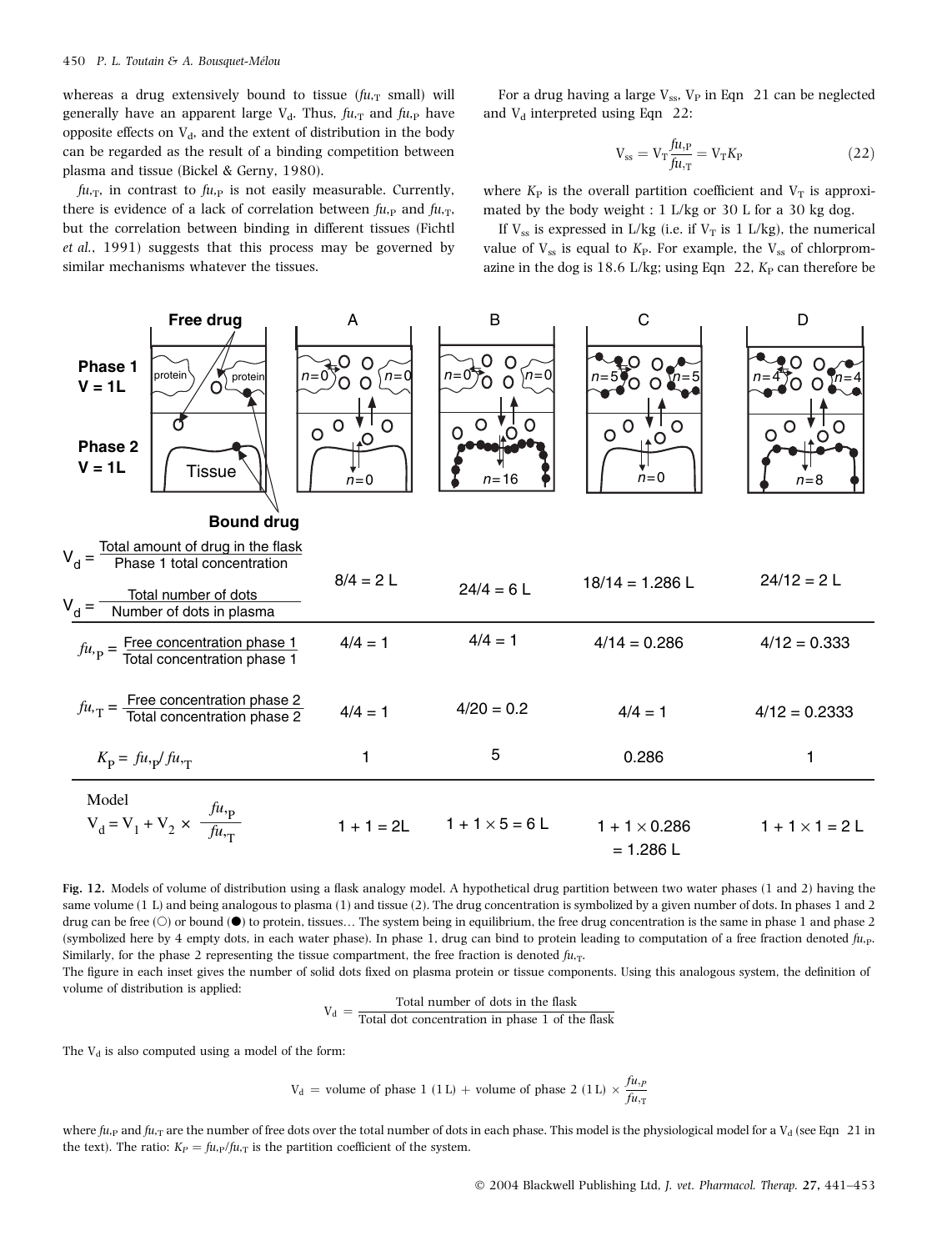whereas a drug extensively bound to tissue ($fu_{,T}$ small) will generally have an apparent large $V_d$. Thus, $fu_{,T}$ and $fu_{,P}$ have opposite effects on $V_d$, and the extent of distribution in the body can be regarded as the result of a binding competition between plasma and tissue (Bickel & Gerny, 1980).

$fu_{,T}$, in contrast to $fu_{,P}$ is not easily measurable. Currently, there is evidence of a lack of correlation between $fu_{,P}$ and $fu_{,T}$, but the correlation between binding in different tissues (Fichtl *et al.*, 1991) suggests that this process may be governed by similar mechanisms whatever the tissues.

For a drug having a large $V_{ss}$, $V_P$ in Eqn 21 can be neglected and $V_d$ interpreted using Eqn 22:

$$V_{ss} = V_T \frac{fu_{,P}}{fu_{,T}} = V_T K_P \tag{22}$$

where $K_P$ is the overall partition coefficient and $V_T$ is approximated by the body weight : 1 L/kg or 30 L for a 30 kg dog.

If $V_{ss}$ is expressed in L/kg (i.e. if $V_T$ is 1 L/kg), the numerical value of $V_{ss}$ is equal to $K_P$. For example, the $V_{ss}$ of chlorpromazine in the dog is 18.6 L/kg; using Eqn 22, $K_P$ can therefore be

| | A | B | C | D |
|---|---|---|---|---|
| $V_d = \frac{\text{Total amount of drug in the flask}}{\text{Phase 1 total concentration}}$ = $\frac{\text{Total number of dots}}{\text{Number of dots in plasma}}$ | 8/4 = 2 L | 24/4 = 6 L | 18/14 = 1.286 L | 24/12 = 2 L |
| $fu_{,P} = \frac{\text{Free concentration phase 1}}{\text{Total concentration phase 1}}$ | 4/4 = 1 | 4/4 = 1 | 4/14 = 0.286 | 4/12 = 0.333 |
| $fu_{,T} = \frac{\text{Free concentration phase 2}}{\text{Total concentration phase 2}}$ | 4/4 = 1 | 4/20 = 0.2 | 4/4 = 1 | 4/12 = 0.2333 |
| $K_P = fu_{,P}/fu_{,T}$ | 1 | 5 | 0.286 | 1 |
| Model $V_d = V_1 + V_2 \times \frac{fu_{,P}}{fu_{,T}}$ | 1 + 1 = 2L | 1 + 1 × 5 = 6 L | 1 + 1 × 0.286 = 1.286 L | 1 + 1 × 1 = 2 L |

**Fig. 12.** Models of volume of distribution using a flask analogy model. A hypothetical drug partition between two water phases (1 and 2) having the same volume (1 L) and being analogous to plasma (1) and tissue (2). The drug concentration is symbolized by a given number of dots. In phases 1 and 2 drug can be free (○) or bound (●) to protein, tissues… The system being in equilibrium, the free drug concentration is the same in phase 1 and phase 2 (symbolized here by 4 empty dots, in each water phase). In phase 1, drug can bind to protein leading to computation of a free fraction denoted $fu_{,P}$. Similarly, for the phase 2 representing the tissue compartment, the free fraction is denoted $fu_{,T}$.

The figure in each inset gives the number of solid dots fixed on plasma protein or tissue components. Using this analogous system, the definition of volume of distribution is applied:

$$V_d = \frac{\text{Total number of dots in the flask}}{\text{Total dot concentration in phase 1 of the flask}}$$

The $V_d$ is also computed using a model of the form:

$$V_d = \text{volume of phase 1 (1 L)} + \text{volume of phase 2 (1 L)} \times \frac{fu_{,P}}{fu_{,T}}$$

where $fu_{,P}$ and $fu_{,T}$ are the number of free dots over the total number of dots in each phase. This model is the physiological model for a $V_d$ (see Eqn 21 in the text). The ratio: $K_P = fu_{,P}/fu_{,T}$ is the partition coefficient of the system.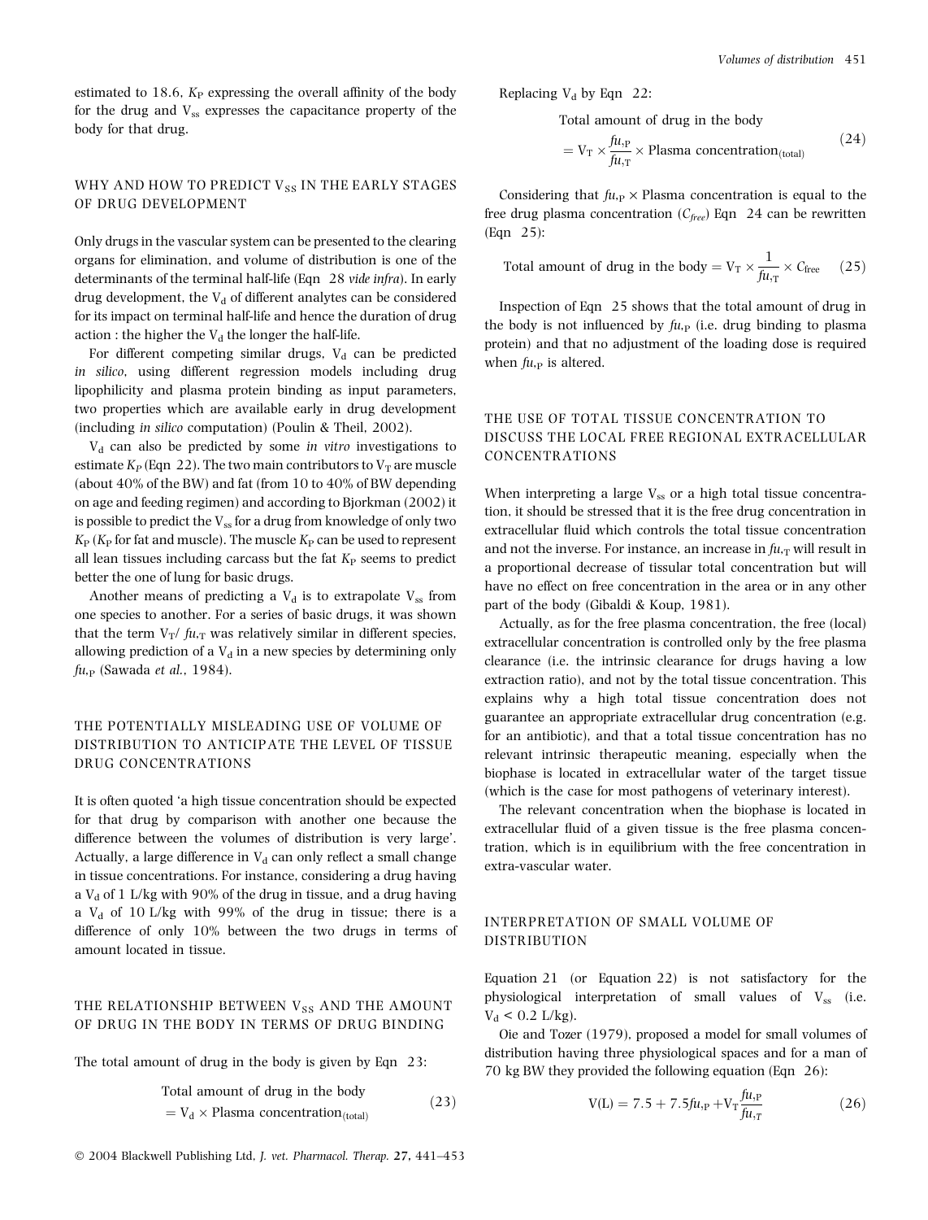estimated to 18.6, $K_P$ expressing the overall affinity of the body for the drug and $V_{ss}$ expresses the capacitance property of the body for that drug.

## WHY AND HOW TO PREDICT $V_{SS}$ IN THE EARLY STAGES OF DRUG DEVELOPMENT

Only drugs in the vascular system can be presented to the clearing organs for elimination, and volume of distribution is one of the determinants of the terminal half-life (Eqn 28 *vide infra*). In early drug development, the $V_d$ of different analytes can be considered for its impact on terminal half-life and hence the duration of drug action : the higher the $V_d$ the longer the half-life.

For different competing similar drugs, $V_d$ can be predicted *in silico*, using different regression models including drug lipophilicity and plasma protein binding as input parameters, two properties which are available early in drug development (including *in silico* computation) (Poulin & Theil, 2002).

$V_d$ can also be predicted by some *in vitro* investigations to estimate $K_P$ (Eqn 22). The two main contributors to $V_T$ are muscle (about 40% of the BW) and fat (from 10 to 40% of BW depending on age and feeding regimen) and according to Bjorkman (2002) it is possible to predict the $V_{ss}$ for a drug from knowledge of only two $K_P$ ($K_P$ for fat and muscle). The muscle $K_P$ can be used to represent all lean tissues including carcass but the fat $K_P$ seems to predict better the one of lung for basic drugs.

Another means of predicting a $V_d$ is to extrapolate $V_{ss}$ from one species to another. For a series of basic drugs, it was shown that the term $V_T/fu_{,T}$ was relatively similar in different species, allowing prediction of a $V_d$ in a new species by determining only $fu_{,P}$ (Sawada *et al.*, 1984).

## THE POTENTIALLY MISLEADING USE OF VOLUME OF DISTRIBUTION TO ANTICIPATE THE LEVEL OF TISSUE DRUG CONCENTRATIONS

It is often quoted 'a high tissue concentration should be expected for that drug by comparison with another one because the difference between the volumes of distribution is very large'. Actually, a large difference in $V_d$ can only reflect a small change in tissue concentrations. For instance, considering a drug having a $V_d$ of 1 L/kg with 90% of the drug in tissue, and a drug having a $V_d$ of 10 L/kg with 99% of the drug in tissue; there is a difference of only 10% between the two drugs in terms of amount located in tissue.

## THE RELATIONSHIP BETWEEN $V_{SS}$ AND THE AMOUNT OF DRUG IN THE BODY IN TERMS OF DRUG BINDING

The total amount of drug in the body is given by Eqn 23:

$$\text{Total amount of drug in the body} = V_d \times \text{Plasma concentration}_{(\text{total})} \tag{23}$$

Replacing $V_d$ by Eqn 22:

$$\text{Total amount of drug in the body} = V_T \times \frac{fu_{,P}}{fu_{,T}} \times \text{Plasma concentration}_{(\text{total})} \tag{24}$$

Considering that $fu_{,P} \times$ Plasma concentration is equal to the free drug plasma concentration ($C_{free}$) Eqn 24 can be rewritten (Eqn 25):

$$\text{Total amount of drug in the body} = V_T \times \frac{1}{fu_{,T}} \times C_{\text{free}} \tag{25}$$

Inspection of Eqn 25 shows that the total amount of drug in the body is not influenced by $fu_{,P}$ (i.e. drug binding to plasma protein) and that no adjustment of the loading dose is required when $fu_{,P}$ is altered.

## THE USE OF TOTAL TISSUE CONCENTRATION TO DISCUSS THE LOCAL FREE REGIONAL EXTRACELLULAR CONCENTRATIONS

When interpreting a large $V_{ss}$ or a high total tissue concentration, it should be stressed that it is the free drug concentration in extracellular fluid which controls the total tissue concentration and not the inverse. For instance, an increase in $fu_{,T}$ will result in a proportional decrease of tissular total concentration but will have no effect on free concentration in the area or in any other part of the body (Gibaldi & Koup, 1981).

Actually, as for the free plasma concentration, the free (local) extracellular concentration is controlled only by the free plasma clearance (i.e. the intrinsic clearance for drugs having a low extraction ratio), and not by the total tissue concentration. This explains why a high total tissue concentration does not guarantee an appropriate extracellular drug concentration (e.g. for an antibiotic), and that a total tissue concentration has no relevant intrinsic therapeutic meaning, especially when the biophase is located in extracellular water of the target tissue (which is the case for most pathogens of veterinary interest).

The relevant concentration when the biophase is located in extracellular fluid of a given tissue is the free plasma concentration, which is in equilibrium with the free concentration in extra-vascular water.

## INTERPRETATION OF SMALL VOLUME OF DISTRIBUTION

Equation 21 (or Equation 22) is not satisfactory for the physiological interpretation of small values of $V_{ss}$ (i.e. $V_d < 0.2$ L/kg).

Oie and Tozer (1979), proposed a model for small volumes of distribution having three physiological spaces and for a man of 70 kg BW they provided the following equation (Eqn 26):

$$V(\text{L}) = 7.5 + 7.5 fu_{,P} + V_T \frac{fu_{,P}}{fu_{,T}} \tag{26}$$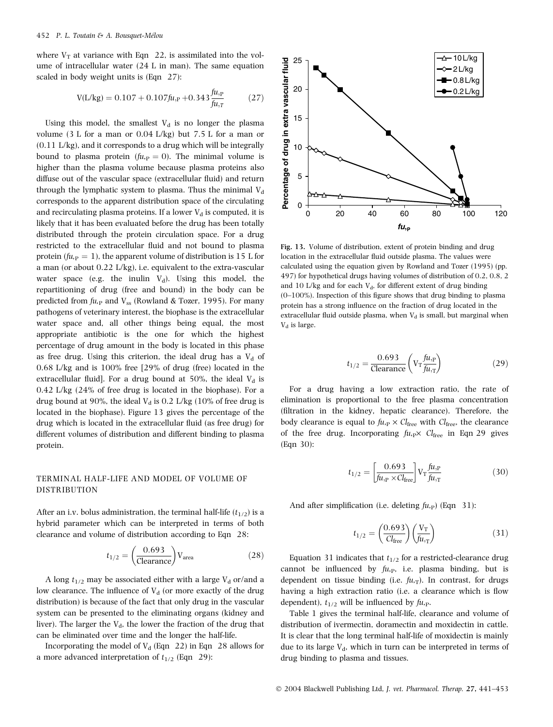where $V_T$ at variance with Eqn 22, is assimilated into the volume of intracellular water (24 L in man). The same equation scaled in body weight units is (Eqn 27):

$$V(\text{L/kg}) = 0.107 + 0.107 fu_{,P} + 0.343\frac{fu_{,P}}{fu_{,T}} \tag{27}$$

Using this model, the smallest $V_d$ is no longer the plasma volume (3 L for a man or 0.04 L/kg) but 7.5 L for a man or (0.11 L/kg), and it corresponds to a drug which will be integrally bound to plasma protein ($fu_{,P} = 0$). The minimal volume is higher than the plasma volume because plasma proteins also diffuse out of the vascular space (extracellular fluid) and return through the lymphatic system to plasma. Thus the minimal $V_d$ corresponds to the apparent distribution space of the circulating and recirculating plasma proteins. If a lower $V_d$ is computed, it is likely that it has been evaluated before the drug has been totally distributed through the protein circulation space. For a drug restricted to the extracellular fluid and not bound to plasma protein ($fu_{,P} = 1$), the apparent volume of distribution is 15 L for a man (or about 0.22 L/kg), i.e. equivalent to the extra-vascular water space (e.g. the inulin $V_d$). Using this model, the repartitioning of drug (free and bound) in the body can be predicted from $fu_{,P}$ and $V_{ss}$ (Rowland & Tozer, 1995). For many pathogens of veterinary interest, the biophase is the extracellular water space and, all other things being equal, the most appropriate antibiotic is the one for which the highest percentage of drug amount in the body is located in this phase as free drug. Using this criterion, the ideal drug has a $V_d$ of 0.68 L/kg and is 100% free [29% of drug (free) located in the extracellular fluid]. For a drug bound at 50%, the ideal $V_d$ is 0.42 L/kg (24% of free drug is located in the biophase). For a drug bound at 90%, the ideal $V_d$ is 0.2 L/kg (10% of free drug is located in the biophase). Figure 13 gives the percentage of the drug which is located in the extracellular fluid (as free drug) for different volumes of distribution and different binding to plasma protein.

**Fig. 13.** Volume of distribution, extent of protein binding and drug location in the extracellular fluid outside plasma. The values were calculated using the equation given by Rowland and Tozer (1995) (pp. 497) for hypothetical drugs having volumes of distribution of 0.2, 0.8, 2 and 10 L/kg and for each $V_d$, for different extent of drug binding (0–100%). Inspection of this figure shows that drug binding to plasma protein has a strong influence on the fraction of drug located in the extracellular fluid outside plasma, when $V_d$ is small, but marginal when $V_d$ is large.

## TERMINAL HALF-LIFE AND MODEL OF VOLUME OF DISTRIBUTION

After an i.v. bolus administration, the terminal half-life ($t_{1/2}$) is a hybrid parameter which can be interpreted in terms of both clearance and volume of distribution according to Eqn 28:

$$t_{1/2} = \left(\frac{0.693}{\text{Clearance}}\right) V_{\text{area}} \tag{28}$$

A long $t_{1/2}$ may be associated either with a large $V_d$ or/and a low clearance. The influence of $V_d$ (or more exactly of the drug distribution) is because of the fact that only drug in the vascular system can be presented to the eliminating organs (kidney and liver). The larger the $V_d$, the lower the fraction of the drug that can be eliminated over time and the longer the half-life.

Incorporating the model of $V_d$ (Eqn 22) in Eqn 28 allows for a more advanced interpretation of $t_{1/2}$ (Eqn 29):

$$t_{1/2} = \frac{0.693}{\text{Clearance}}\left(V_T \frac{fu_{,P}}{fu_{,T}}\right) \tag{29}$$

For a drug having a low extraction ratio, the rate of elimination is proportional to the free plasma concentration (filtration in the kidney, hepatic clearance). Therefore, the body clearance is equal to $fu_{,P} \times Cl_{\text{free}}$ with $Cl_{\text{free}}$, the clearance of the free drug. Incorporating $fu_{,P} \times Cl_{\text{free}}$ in Eqn 29 gives (Eqn 30):

$$t_{1/2} = \left[\frac{0.693}{fu_{,P} \times Cl_{\text{free}}}\right] V_T \frac{fu_{,P}}{fu_{,T}} \tag{30}$$

And after simplification (i.e. deleting $fu_{,P}$) (Eqn 31):

$$t_{1/2} = \left(\frac{0.693}{Cl_{\text{free}}}\right)\left(\frac{V_T}{fu_{,T}}\right) \tag{31}$$

Equation 31 indicates that $t_{1/2}$ for a restricted-clearance drug cannot be influenced by $fu_{,P}$, i.e. plasma binding, but is dependent on tissue binding (i.e. $fu_{,T}$). In contrast, for drugs having a high extraction ratio (i.e. a clearance which is flow dependent), $t_{1/2}$ will be influenced by $fu_{,P}$.

Table 1 gives the terminal half-life, clearance and volume of distribution of ivermectin, doramectin and moxidectin in cattle. It is clear that the long terminal half-life of moxidectin is mainly due to its large $V_d$, which in turn can be interpreted in terms of drug binding to plasma and tissues.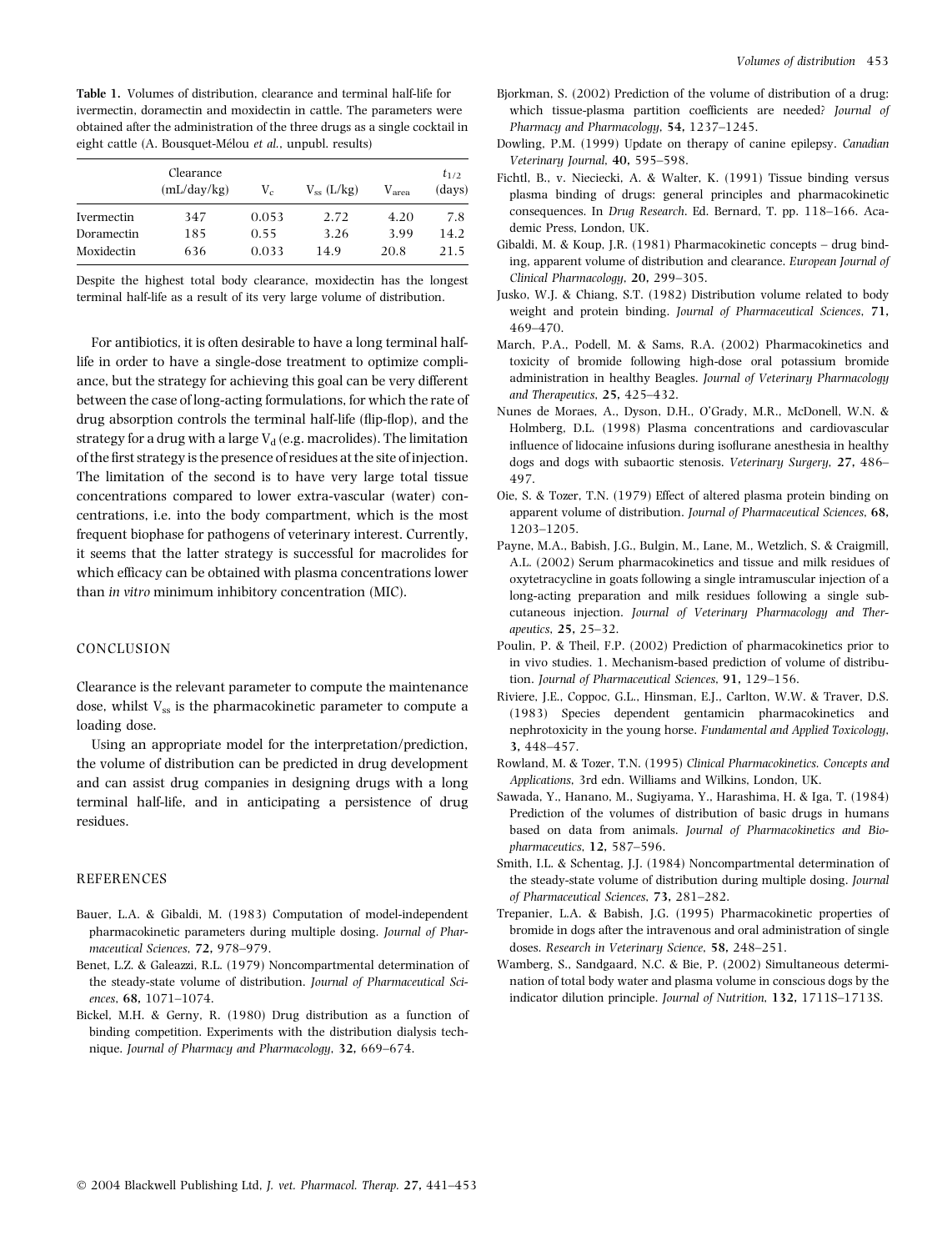**Table 1.** Volumes of distribution, clearance and terminal half-life for ivermectin, doramectin and moxidectin in cattle. The parameters were obtained after the administration of the three drugs as a single cocktail in eight cattle (A. Bousquet-Mélou *et al.*, unpubl. results)

| | Clearance (mL/day/kg) | $V_c$ | $V_{ss}$ (L/kg) | $V_{area}$ | $t_{1/2}$ (days) |
|---|---|---|---|---|---|
| Ivermectin | 347 | 0.053 | 2.72 | 4.20 | 7.8 |
| Doramectin | 185 | 0.55 | 3.26 | 3.99 | 14.2 |
| Moxidectin | 636 | 0.033 | 14.9 | 20.8 | 21.5 |

Despite the highest total body clearance, moxidectin has the longest terminal half-life as a result of its very large volume of distribution.

For antibiotics, it is often desirable to have a long terminal half-life in order to have a single-dose treatment to optimize compliance, but the strategy for achieving this goal can be very different between the case of long-acting formulations, for which the rate of drug absorption controls the terminal half-life (flip-flop), and the strategy for a drug with a large $V_d$ (e.g. macrolides). The limitation of the first strategy is the presence of residues at the site of injection. The limitation of the second is to have very large total tissue concentrations compared to lower extra-vascular (water) concentrations, i.e. into the body compartment, which is the most frequent biophase for pathogens of veterinary interest. Currently, it seems that the latter strategy is successful for macrolides for which efficacy can be obtained with plasma concentrations lower than *in vitro* minimum inhibitory concentration (MIC).

## CONCLUSION

Clearance is the relevant parameter to compute the maintenance dose, whilst $V_{ss}$ is the pharmacokinetic parameter to compute a loading dose.

Using an appropriate model for the interpretation/prediction, the volume of distribution can be predicted in drug development and can assist drug companies in designing drugs with a long terminal half-life, and in anticipating a persistence of drug residues.

## REFERENCES

Bauer, L.A. & Gibaldi, M. (1983) Computation of model-independent pharmacokinetic parameters during multiple dosing. *Journal of Pharmaceutical Sciences*, **72,** 978–979.

Benet, L.Z. & Galeazzi, R.L. (1979) Noncompartmental determination of the steady-state volume of distribution. *Journal of Pharmaceutical Sciences*, **68,** 1071–1074.

Bickel, M.H. & Gerny, R. (1980) Drug distribution as a function of binding competition. Experiments with the distribution dialysis technique. *Journal of Pharmacy and Pharmacology*, **32,** 669–674.

Bjorkman, S. (2002) Prediction of the volume of distribution of a drug: which tissue-plasma partition coefficients are needed? *Journal of Pharmacy and Pharmacology*, **54,** 1237–1245.

Dowling, P.M. (1999) Update on therapy of canine epilepsy. *Canadian Veterinary Journal*, **40,** 595–598.

Fichtl, B., v. Nieciecki, A. & Walter, K. (1991) Tissue binding versus plasma binding of drugs: general principles and pharmacokinetic consequences. In *Drug Research*. Ed. Bernard, T. pp. 118–166. Academic Press, London, UK.

Gibaldi, M. & Koup, J.R. (1981) Pharmacokinetic concepts – drug binding, apparent volume of distribution and clearance. *European Journal of Clinical Pharmacology*, **20,** 299–305.

Jusko, W.J. & Chiang, S.T. (1982) Distribution volume related to body weight and protein binding. *Journal of Pharmaceutical Sciences*, **71,** 469–470.

March, P.A., Podell, M. & Sams, R.A. (2002) Pharmacokinetics and toxicity of bromide following high-dose oral potassium bromide administration in healthy Beagles. *Journal of Veterinary Pharmacology and Therapeutics*, **25,** 425–432.

Nunes de Moraes, A., Dyson, D.H., O'Grady, M.R., McDonell, W.N. & Holmberg, D.L. (1998) Plasma concentrations and cardiovascular influence of lidocaine infusions during isoflurane anesthesia in healthy dogs and dogs with subaortic stenosis. *Veterinary Surgery*, **27,** 486–497.

Oie, S. & Tozer, T.N. (1979) Effect of altered plasma protein binding on apparent volume of distribution. *Journal of Pharmaceutical Sciences*, **68,** 1203–1205.

Payne, M.A., Babish, J.G., Bulgin, M., Lane, M., Wetzlich, S. & Craigmill, A.L. (2002) Serum pharmacokinetics and tissue and milk residues of oxytetracycline in goats following a single intramuscular injection of a long-acting preparation and milk residues following a single subcutaneous injection. *Journal of Veterinary Pharmacology and Therapeutics*, **25,** 25–32.

Poulin, P. & Theil, F.P. (2002) Prediction of pharmacokinetics prior to in vivo studies. 1. Mechanism-based prediction of volume of distribution. *Journal of Pharmaceutical Sciences*, **91,** 129–156.

Riviere, J.E., Coppoc, G.L., Hinsman, E.J., Carlton, W.W. & Traver, D.S. (1983) Species dependent gentamicin pharmacokinetics and nephrotoxicity in the young horse. *Fundamental and Applied Toxicology*, **3,** 448–457.

Rowland, M. & Tozer, T.N. (1995) *Clinical Pharmacokinetics. Concepts and Applications*, 3rd edn. Williams and Wilkins, London, UK.

Sawada, Y., Hanano, M., Sugiyama, Y., Harashima, H. & Iga, T. (1984) Prediction of the volumes of distribution of basic drugs in humans based on data from animals. *Journal of Pharmacokinetics and Biopharmaceutics*, **12,** 587–596.

Smith, I.L. & Schentag, J.J. (1984) Noncompartmental determination of the steady-state volume of distribution during multiple dosing. *Journal of Pharmaceutical Sciences*, **73,** 281–282.

Trepanier, L.A. & Babish, J.G. (1995) Pharmacokinetic properties of bromide in dogs after the intravenous and oral administration of single doses. *Research in Veterinary Science*, **58,** 248–251.

Wamberg, S., Sandgaard, N.C. & Bie, P. (2002) Simultaneous determination of total body water and plasma volume in conscious dogs by the indicator dilution principle. *Journal of Nutrition*, **132,** 1711S–1713S.